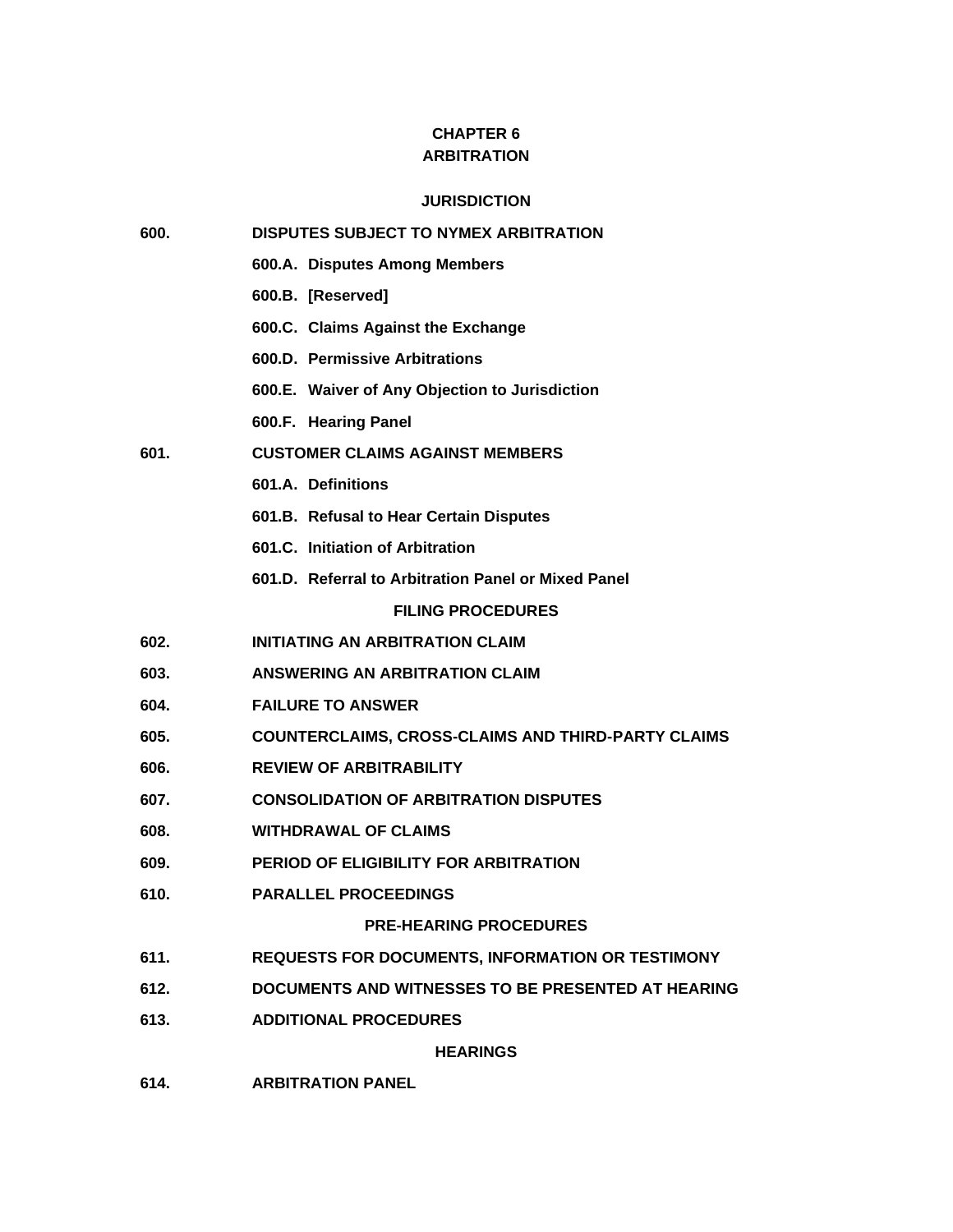# CHAPTER 6
# ARBITRATION

## JURISDICTION

**600. DISPUTES SUBJECT TO NYMEX ARBITRATION**

- **600.A. Disputes Among Members**
- **600.B. [Reserved]**
- **600.C. Claims Against the Exchange**
- **600.D. Permissive Arbitrations**
- **600.E. Waiver of Any Objection to Jurisdiction**
- **600.F. Hearing Panel**

**601. CUSTOMER CLAIMS AGAINST MEMBERS**

- **601.A. Definitions**
- **601.B. Refusal to Hear Certain Disputes**
- **601.C. Initiation of Arbitration**
- **601.D. Referral to Arbitration Panel or Mixed Panel**

## FILING PROCEDURES

**602. INITIATING AN ARBITRATION CLAIM**

**603. ANSWERING AN ARBITRATION CLAIM**

**604. FAILURE TO ANSWER**

**605. COUNTERCLAIMS, CROSS-CLAIMS AND THIRD-PARTY CLAIMS**

**606. REVIEW OF ARBITRABILITY**

**607. CONSOLIDATION OF ARBITRATION DISPUTES**

**608. WITHDRAWAL OF CLAIMS**

**609. PERIOD OF ELIGIBILITY FOR ARBITRATION**

**610. PARALLEL PROCEEDINGS**

## PRE-HEARING PROCEDURES

**611. REQUESTS FOR DOCUMENTS, INFORMATION OR TESTIMONY**

**612. DOCUMENTS AND WITNESSES TO BE PRESENTED AT HEARING**

**613. ADDITIONAL PROCEDURES**

## HEARINGS

**614. ARBITRATION PANEL**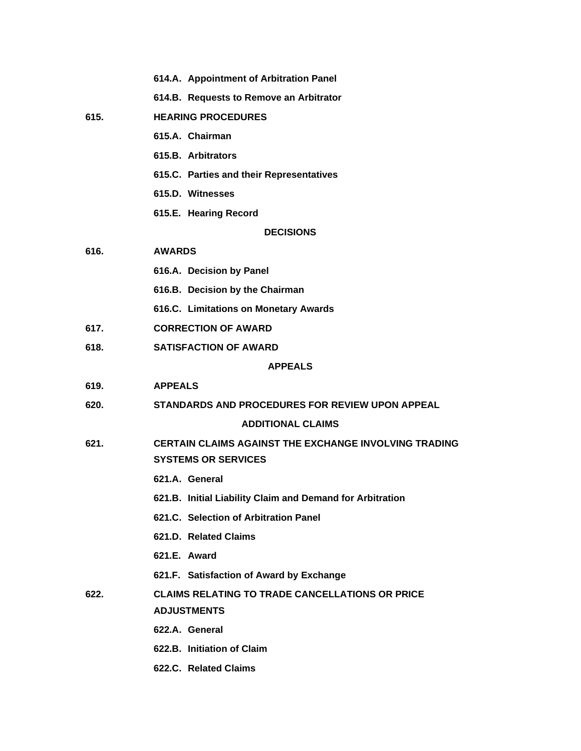**614.A. Appointment of Arbitration Panel**

**614.B. Requests to Remove an Arbitrator**

**615. HEARING PROCEDURES**

**615.A. Chairman**

**615.B. Arbitrators**

**615.C. Parties and their Representatives**

**615.D. Witnesses**

**615.E. Hearing Record**

**DECISIONS**

**616. AWARDS**

**616.A. Decision by Panel**

**616.B. Decision by the Chairman**

**616.C. Limitations on Monetary Awards**

**617. CORRECTION OF AWARD**

**618. SATISFACTION OF AWARD**

**APPEALS**

**619. APPEALS**

**620. STANDARDS AND PROCEDURES FOR REVIEW UPON APPEAL**

**ADDITIONAL CLAIMS**

**621. CERTAIN CLAIMS AGAINST THE EXCHANGE INVOLVING TRADING SYSTEMS OR SERVICES**

**621.A. General**

**621.B. Initial Liability Claim and Demand for Arbitration**

**621.C. Selection of Arbitration Panel**

**621.D. Related Claims**

**621.E. Award**

**621.F. Satisfaction of Award by Exchange**

**622. CLAIMS RELATING TO TRADE CANCELLATIONS OR PRICE ADJUSTMENTS**

**622.A. General**

**622.B. Initiation of Claim**

**622.C. Related Claims**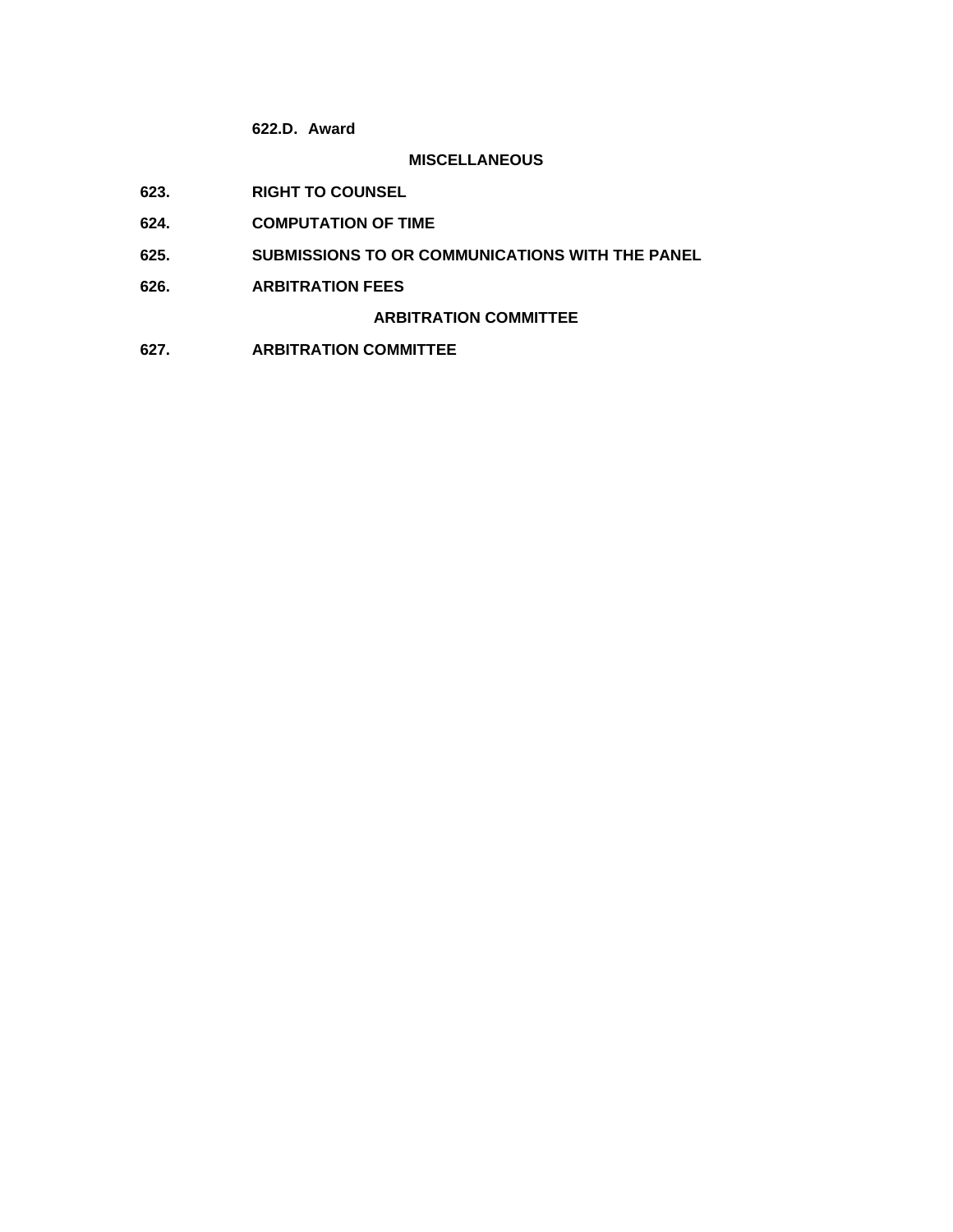**622.D. Award**

**MISCELLANEOUS**

**623. RIGHT TO COUNSEL**

**624. COMPUTATION OF TIME**

**625. SUBMISSIONS TO OR COMMUNICATIONS WITH THE PANEL**

**626. ARBITRATION FEES**

**ARBITRATION COMMITTEE**

**627. ARBITRATION COMMITTEE**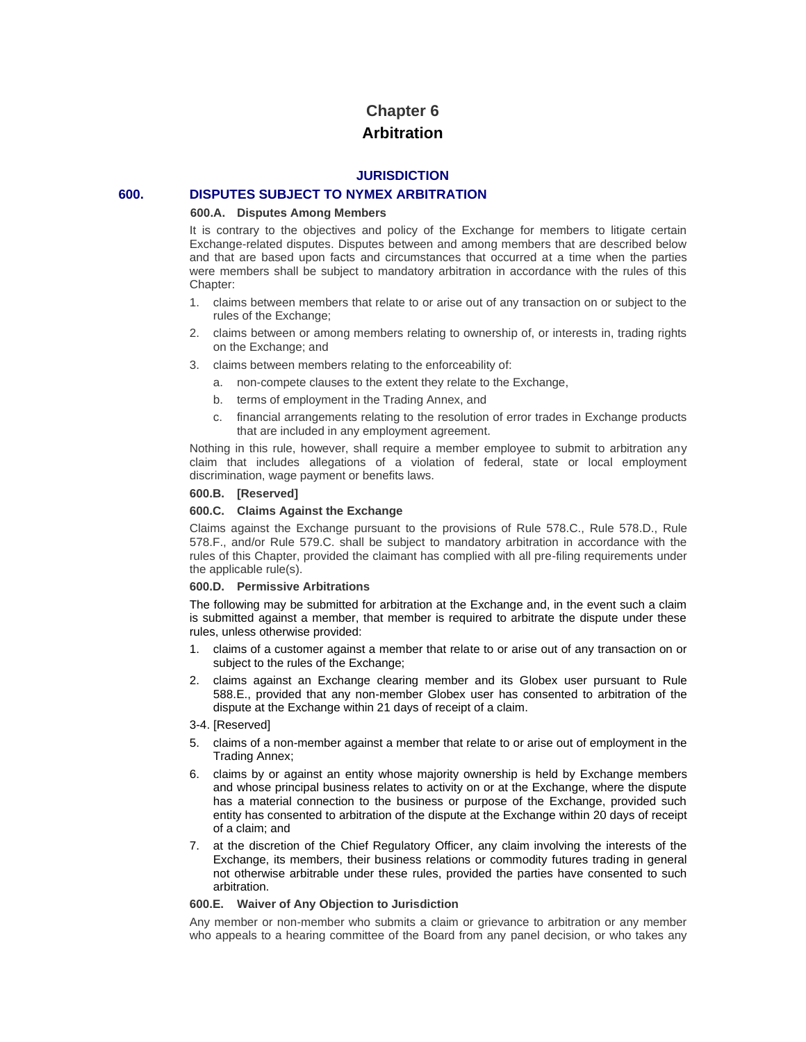# Chapter 6

# Arbitration

## JURISDICTION

## 600. DISPUTES SUBJECT TO NYMEX ARBITRATION

### 600.A. Disputes Among Members

It is contrary to the objectives and policy of the Exchange for members to litigate certain Exchange-related disputes. Disputes between and among members that are described below and that are based upon facts and circumstances that occurred at a time when the parties were members shall be subject to mandatory arbitration in accordance with the rules of this Chapter:

1. claims between members that relate to or arise out of any transaction on or subject to the rules of the Exchange;
2. claims between or among members relating to ownership of, or interests in, trading rights on the Exchange; and
3. claims between members relating to the enforceability of:
   a. non-compete clauses to the extent they relate to the Exchange,
   b. terms of employment in the Trading Annex, and
   c. financial arrangements relating to the resolution of error trades in Exchange products that are included in any employment agreement.

Nothing in this rule, however, shall require a member employee to submit to arbitration any claim that includes allegations of a violation of federal, state or local employment discrimination, wage payment or benefits laws.

### 600.B. [Reserved]

### 600.C. Claims Against the Exchange

Claims against the Exchange pursuant to the provisions of Rule 578.C., Rule 578.D., Rule 578.F., and/or Rule 579.C. shall be subject to mandatory arbitration in accordance with the rules of this Chapter, provided the claimant has complied with all pre-filing requirements under the applicable rule(s).

### 600.D. Permissive Arbitrations

The following may be submitted for arbitration at the Exchange and, in the event such a claim is submitted against a member, that member is required to arbitrate the dispute under these rules, unless otherwise provided:

1. claims of a customer against a member that relate to or arise out of any transaction on or subject to the rules of the Exchange;
2. claims against an Exchange clearing member and its Globex user pursuant to Rule 588.E., provided that any non-member Globex user has consented to arbitration of the dispute at the Exchange within 21 days of receipt of a claim.

3-4. [Reserved]

5. claims of a non-member against a member that relate to or arise out of employment in the Trading Annex;
6. claims by or against an entity whose majority ownership is held by Exchange members and whose principal business relates to activity on or at the Exchange, where the dispute has a material connection to the business or purpose of the Exchange, provided such entity has consented to arbitration of the dispute at the Exchange within 20 days of receipt of a claim; and
7. at the discretion of the Chief Regulatory Officer, any claim involving the interests of the Exchange, its members, their business relations or commodity futures trading in general not otherwise arbitrable under these rules, provided the parties have consented to such arbitration.

### 600.E. Waiver of Any Objection to Jurisdiction

Any member or non-member who submits a claim or grievance to arbitration or any member who appeals to a hearing committee of the Board from any panel decision, or who takes any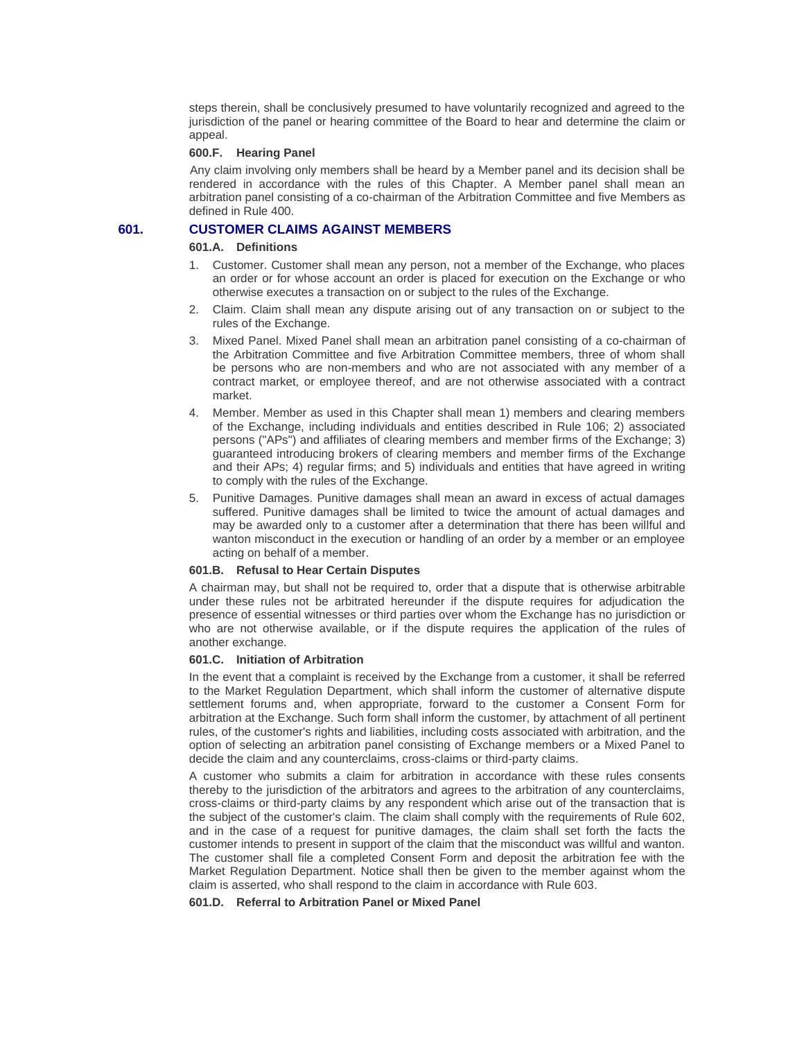steps therein, shall be conclusively presumed to have voluntarily recognized and agreed to the jurisdiction of the panel or hearing committee of the Board to hear and determine the claim or appeal.

#### 600.F. Hearing Panel

Any claim involving only members shall be heard by a Member panel and its decision shall be rendered in accordance with the rules of this Chapter. A Member panel shall mean an arbitration panel consisting of a co-chairman of the Arbitration Committee and five Members as defined in Rule 400.

## 601. CUSTOMER CLAIMS AGAINST MEMBERS

#### 601.A. Definitions

1. Customer. Customer shall mean any person, not a member of the Exchange, who places an order or for whose account an order is placed for execution on the Exchange or who otherwise executes a transaction on or subject to the rules of the Exchange.
2. Claim. Claim shall mean any dispute arising out of any transaction on or subject to the rules of the Exchange.
3. Mixed Panel. Mixed Panel shall mean an arbitration panel consisting of a co-chairman of the Arbitration Committee and five Arbitration Committee members, three of whom shall be persons who are non-members and who are not associated with any member of a contract market, or employee thereof, and are not otherwise associated with a contract market.
4. Member. Member as used in this Chapter shall mean 1) members and clearing members of the Exchange, including individuals and entities described in Rule 106; 2) associated persons ("APs") and affiliates of clearing members and member firms of the Exchange; 3) guaranteed introducing brokers of clearing members and member firms of the Exchange and their APs; 4) regular firms; and 5) individuals and entities that have agreed in writing to comply with the rules of the Exchange.
5. Punitive Damages. Punitive damages shall mean an award in excess of actual damages suffered. Punitive damages shall be limited to twice the amount of actual damages and may be awarded only to a customer after a determination that there has been willful and wanton misconduct in the execution or handling of an order by a member or an employee acting on behalf of a member.

#### 601.B. Refusal to Hear Certain Disputes

A chairman may, but shall not be required to, order that a dispute that is otherwise arbitrable under these rules not be arbitrated hereunder if the dispute requires for adjudication the presence of essential witnesses or third parties over whom the Exchange has no jurisdiction or who are not otherwise available, or if the dispute requires the application of the rules of another exchange.

#### 601.C. Initiation of Arbitration

In the event that a complaint is received by the Exchange from a customer, it shall be referred to the Market Regulation Department, which shall inform the customer of alternative dispute settlement forums and, when appropriate, forward to the customer a Consent Form for arbitration at the Exchange. Such form shall inform the customer, by attachment of all pertinent rules, of the customer's rights and liabilities, including costs associated with arbitration, and the option of selecting an arbitration panel consisting of Exchange members or a Mixed Panel to decide the claim and any counterclaims, cross-claims or third-party claims.

A customer who submits a claim for arbitration in accordance with these rules consents thereby to the jurisdiction of the arbitrators and agrees to the arbitration of any counterclaims, cross-claims or third-party claims by any respondent which arise out of the transaction that is the subject of the customer's claim. The claim shall comply with the requirements of Rule 602, and in the case of a request for punitive damages, the claim shall set forth the facts the customer intends to present in support of the claim that the misconduct was willful and wanton. The customer shall file a completed Consent Form and deposit the arbitration fee with the Market Regulation Department. Notice shall then be given to the member against whom the claim is asserted, who shall respond to the claim in accordance with Rule 603.

#### 601.D. Referral to Arbitration Panel or Mixed Panel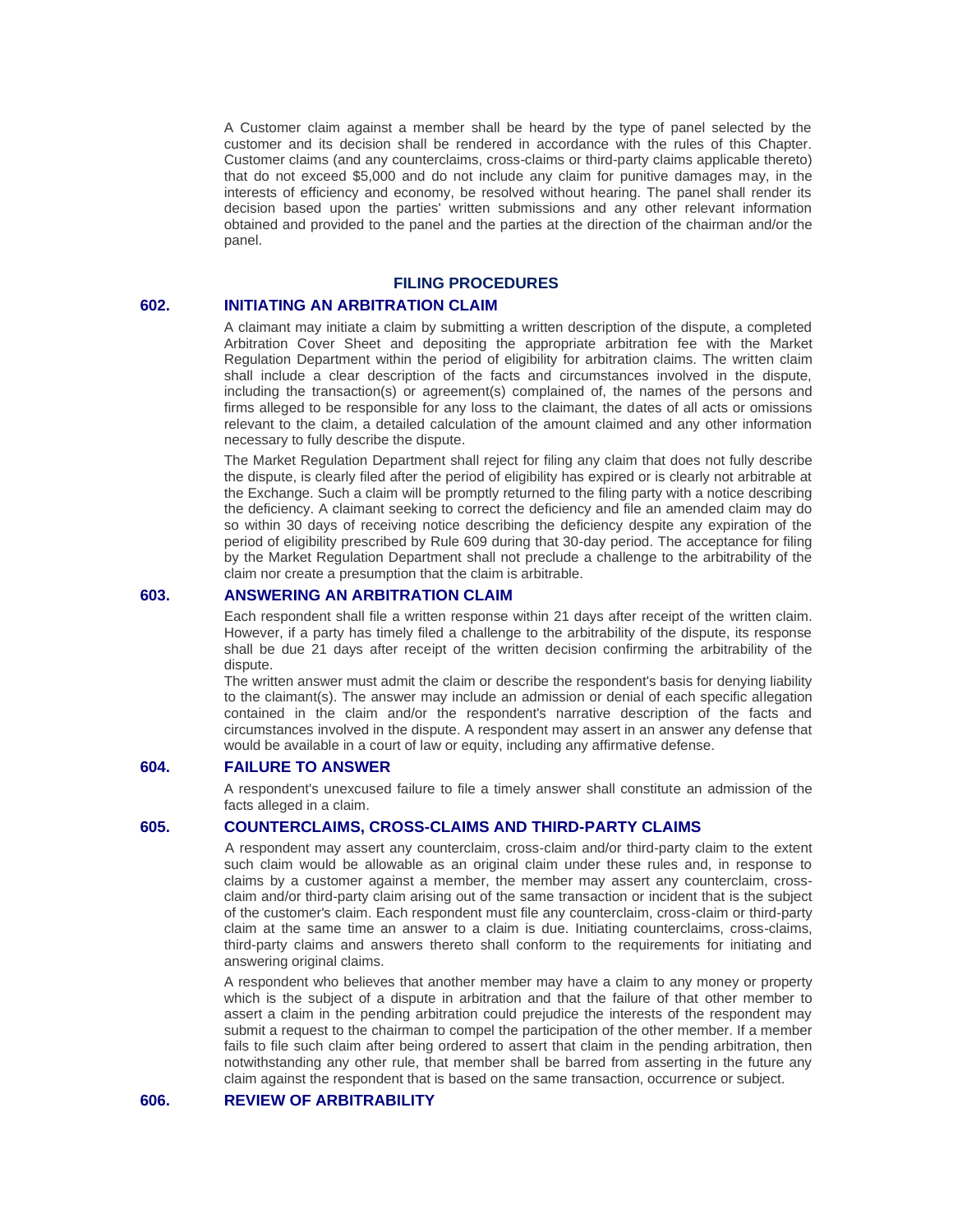A Customer claim against a member shall be heard by the type of panel selected by the customer and its decision shall be rendered in accordance with the rules of this Chapter. Customer claims (and any counterclaims, cross-claims or third-party claims applicable thereto) that do not exceed $5,000 and do not include any claim for punitive damages may, in the interests of efficiency and economy, be resolved without hearing. The panel shall render its decision based upon the parties' written submissions and any other relevant information obtained and provided to the panel and the parties at the direction of the chairman and/or the panel.

## FILING PROCEDURES

### 602. INITIATING AN ARBITRATION CLAIM

A claimant may initiate a claim by submitting a written description of the dispute, a completed Arbitration Cover Sheet and depositing the appropriate arbitration fee with the Market Regulation Department within the period of eligibility for arbitration claims. The written claim shall include a clear description of the facts and circumstances involved in the dispute, including the transaction(s) or agreement(s) complained of, the names of the persons and firms alleged to be responsible for any loss to the claimant, the dates of all acts or omissions relevant to the claim, a detailed calculation of the amount claimed and any other information necessary to fully describe the dispute.

The Market Regulation Department shall reject for filing any claim that does not fully describe the dispute, is clearly filed after the period of eligibility has expired or is clearly not arbitrable at the Exchange. Such a claim will be promptly returned to the filing party with a notice describing the deficiency. A claimant seeking to correct the deficiency and file an amended claim may do so within 30 days of receiving notice describing the deficiency despite any expiration of the period of eligibility prescribed by Rule 609 during that 30-day period. The acceptance for filing by the Market Regulation Department shall not preclude a challenge to the arbitrability of the claim nor create a presumption that the claim is arbitrable.

### 603. ANSWERING AN ARBITRATION CLAIM

Each respondent shall file a written response within 21 days after receipt of the written claim. However, if a party has timely filed a challenge to the arbitrability of the dispute, its response shall be due 21 days after receipt of the written decision confirming the arbitrability of the dispute.

The written answer must admit the claim or describe the respondent's basis for denying liability to the claimant(s). The answer may include an admission or denial of each specific allegation contained in the claim and/or the respondent's narrative description of the facts and circumstances involved in the dispute. A respondent may assert in an answer any defense that would be available in a court of law or equity, including any affirmative defense.

### 604. FAILURE TO ANSWER

A respondent's unexcused failure to file a timely answer shall constitute an admission of the facts alleged in a claim.

### 605. COUNTERCLAIMS, CROSS-CLAIMS AND THIRD-PARTY CLAIMS

A respondent may assert any counterclaim, cross-claim and/or third-party claim to the extent such claim would be allowable as an original claim under these rules and, in response to claims by a customer against a member, the member may assert any counterclaim, cross-claim and/or third-party claim arising out of the same transaction or incident that is the subject of the customer's claim. Each respondent must file any counterclaim, cross-claim or third-party claim at the same time an answer to a claim is due. Initiating counterclaims, cross-claims, third-party claims and answers thereto shall conform to the requirements for initiating and answering original claims.

A respondent who believes that another member may have a claim to any money or property which is the subject of a dispute in arbitration and that the failure of that other member to assert a claim in the pending arbitration could prejudice the interests of the respondent may submit a request to the chairman to compel the participation of the other member. If a member fails to file such claim after being ordered to assert that claim in the pending arbitration, then notwithstanding any other rule, that member shall be barred from asserting in the future any claim against the respondent that is based on the same transaction, occurrence or subject.

### 606. REVIEW OF ARBITRABILITY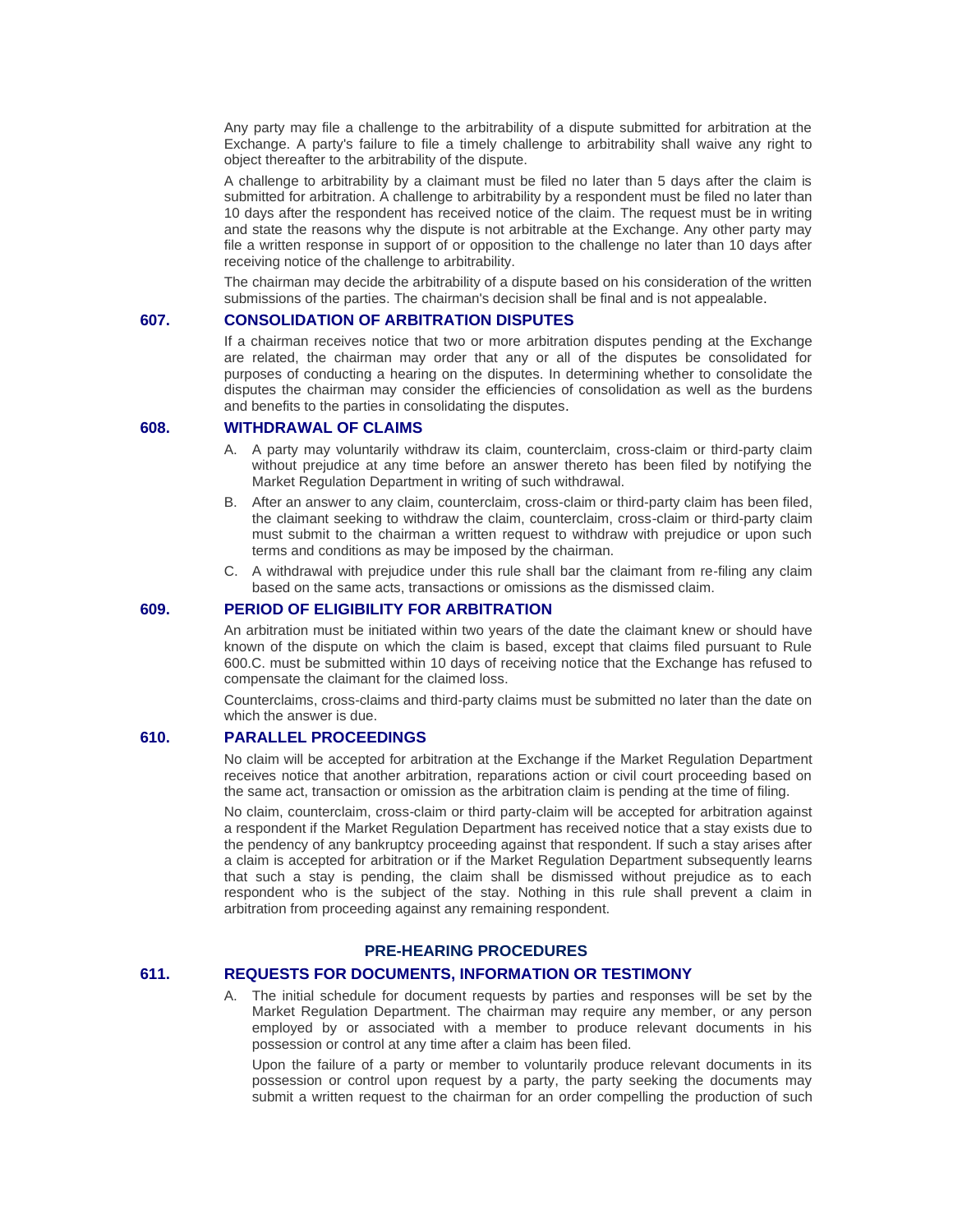Any party may file a challenge to the arbitrability of a dispute submitted for arbitration at the Exchange. A party's failure to file a timely challenge to arbitrability shall waive any right to object thereafter to the arbitrability of the dispute.

A challenge to arbitrability by a claimant must be filed no later than 5 days after the claim is submitted for arbitration. A challenge to arbitrability by a respondent must be filed no later than 10 days after the respondent has received notice of the claim. The request must be in writing and state the reasons why the dispute is not arbitrable at the Exchange. Any other party may file a written response in support of or opposition to the challenge no later than 10 days after receiving notice of the challenge to arbitrability.

The chairman may decide the arbitrability of a dispute based on his consideration of the written submissions of the parties. The chairman's decision shall be final and is not appealable.

## 607. CONSOLIDATION OF ARBITRATION DISPUTES

If a chairman receives notice that two or more arbitration disputes pending at the Exchange are related, the chairman may order that any or all of the disputes be consolidated for purposes of conducting a hearing on the disputes. In determining whether to consolidate the disputes the chairman may consider the efficiencies of consolidation as well as the burdens and benefits to the parties in consolidating the disputes.

## 608. WITHDRAWAL OF CLAIMS

A. A party may voluntarily withdraw its claim, counterclaim, cross-claim or third-party claim without prejudice at any time before an answer thereto has been filed by notifying the Market Regulation Department in writing of such withdrawal.

B. After an answer to any claim, counterclaim, cross-claim or third-party claim has been filed, the claimant seeking to withdraw the claim, counterclaim, cross-claim or third-party claim must submit to the chairman a written request to withdraw with prejudice or upon such terms and conditions as may be imposed by the chairman.

C. A withdrawal with prejudice under this rule shall bar the claimant from re-filing any claim based on the same acts, transactions or omissions as the dismissed claim.

## 609. PERIOD OF ELIGIBILITY FOR ARBITRATION

An arbitration must be initiated within two years of the date the claimant knew or should have known of the dispute on which the claim is based, except that claims filed pursuant to Rule 600.C. must be submitted within 10 days of receiving notice that the Exchange has refused to compensate the claimant for the claimed loss.

Counterclaims, cross-claims and third-party claims must be submitted no later than the date on which the answer is due.

## 610. PARALLEL PROCEEDINGS

No claim will be accepted for arbitration at the Exchange if the Market Regulation Department receives notice that another arbitration, reparations action or civil court proceeding based on the same act, transaction or omission as the arbitration claim is pending at the time of filing.

No claim, counterclaim, cross-claim or third party-claim will be accepted for arbitration against a respondent if the Market Regulation Department has received notice that a stay exists due to the pendency of any bankruptcy proceeding against that respondent. If such a stay arises after a claim is accepted for arbitration or if the Market Regulation Department subsequently learns that such a stay is pending, the claim shall be dismissed without prejudice as to each respondent who is the subject of the stay. Nothing in this rule shall prevent a claim in arbitration from proceeding against any remaining respondent.

# PRE-HEARING PROCEDURES

## 611. REQUESTS FOR DOCUMENTS, INFORMATION OR TESTIMONY

A. The initial schedule for document requests by parties and responses will be set by the Market Regulation Department. The chairman may require any member, or any person employed by or associated with a member to produce relevant documents in his possession or control at any time after a claim has been filed.

Upon the failure of a party or member to voluntarily produce relevant documents in its possession or control upon request by a party, the party seeking the documents may submit a written request to the chairman for an order compelling the production of such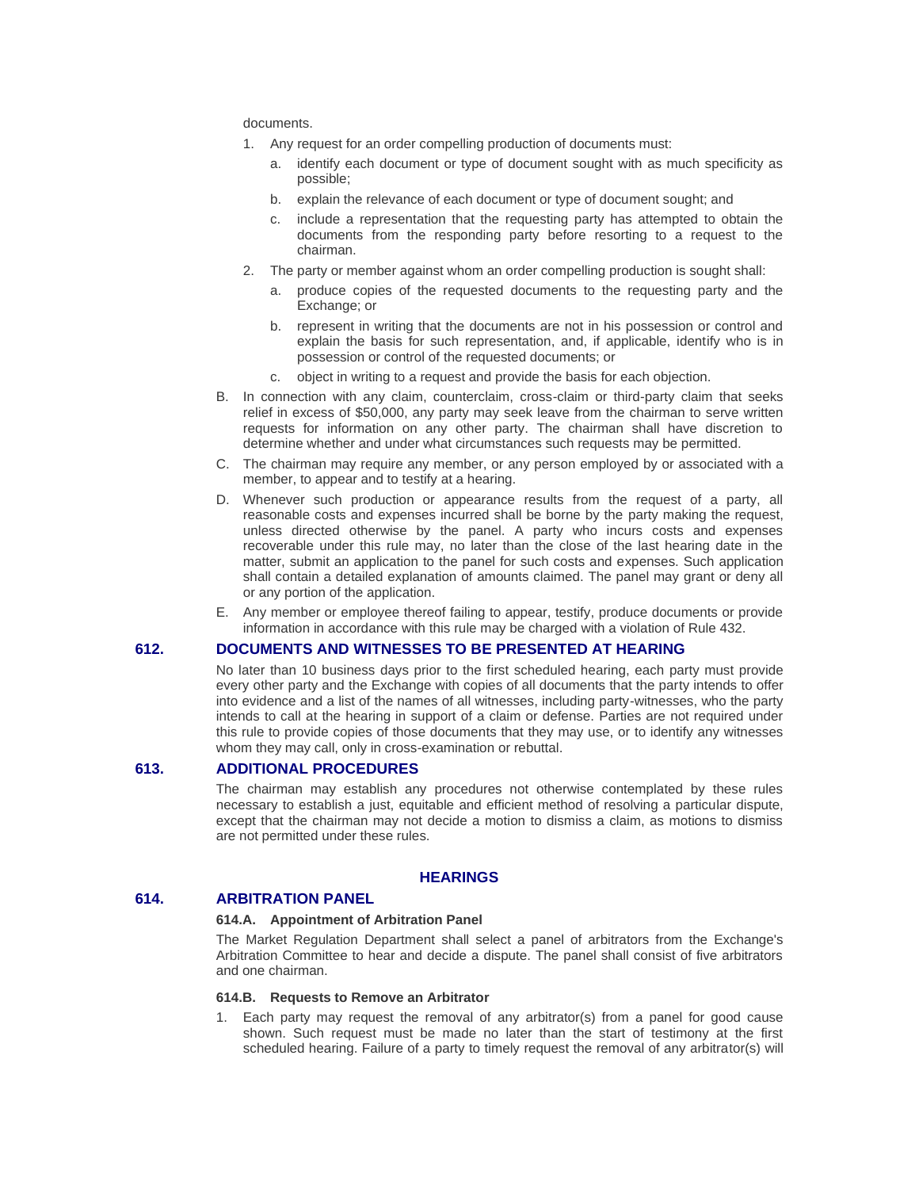documents.

1. Any request for an order compelling production of documents must:
    a. identify each document or type of document sought with as much specificity as possible;
    b. explain the relevance of each document or type of document sought; and
    c. include a representation that the requesting party has attempted to obtain the documents from the responding party before resorting to a request to the chairman.
2. The party or member against whom an order compelling production is sought shall:
    a. produce copies of the requested documents to the requesting party and the Exchange; or
    b. represent in writing that the documents are not in his possession or control and explain the basis for such representation, and, if applicable, identify who is in possession or control of the requested documents; or
    c. object in writing to a request and provide the basis for each objection.

B. In connection with any claim, counterclaim, cross-claim or third-party claim that seeks relief in excess of $50,000, any party may seek leave from the chairman to serve written requests for information on any other party. The chairman shall have discretion to determine whether and under what circumstances such requests may be permitted.

C. The chairman may require any member, or any person employed by or associated with a member, to appear and to testify at a hearing.

D. Whenever such production or appearance results from the request of a party, all reasonable costs and expenses incurred shall be borne by the party making the request, unless directed otherwise by the panel. A party who incurs costs and expenses recoverable under this rule may, no later than the close of the last hearing date in the matter, submit an application to the panel for such costs and expenses. Such application shall contain a detailed explanation of amounts claimed. The panel may grant or deny all or any portion of the application.

E. Any member or employee thereof failing to appear, testify, produce documents or provide information in accordance with this rule may be charged with a violation of Rule 432.

## 612. DOCUMENTS AND WITNESSES TO BE PRESENTED AT HEARING

No later than 10 business days prior to the first scheduled hearing, each party must provide every other party and the Exchange with copies of all documents that the party intends to offer into evidence and a list of the names of all witnesses, including party-witnesses, who the party intends to call at the hearing in support of a claim or defense. Parties are not required under this rule to provide copies of those documents that they may use, or to identify any witnesses whom they may call, only in cross-examination or rebuttal.

## 613. ADDITIONAL PROCEDURES

The chairman may establish any procedures not otherwise contemplated by these rules necessary to establish a just, equitable and efficient method of resolving a particular dispute, except that the chairman may not decide a motion to dismiss a claim, as motions to dismiss are not permitted under these rules.

# HEARINGS

## 614. ARBITRATION PANEL

### 614.A. Appointment of Arbitration Panel

The Market Regulation Department shall select a panel of arbitrators from the Exchange's Arbitration Committee to hear and decide a dispute. The panel shall consist of five arbitrators and one chairman.

### 614.B. Requests to Remove an Arbitrator

1. Each party may request the removal of any arbitrator(s) from a panel for good cause shown. Such request must be made no later than the start of testimony at the first scheduled hearing. Failure of a party to timely request the removal of any arbitrator(s) will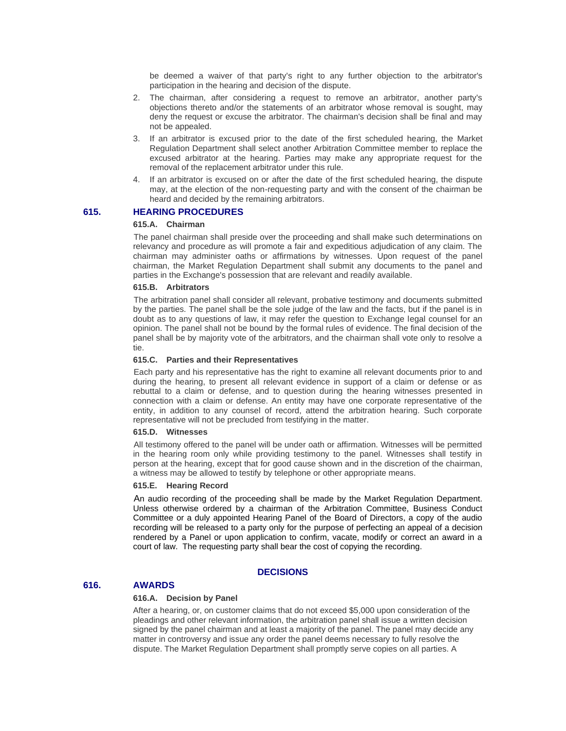be deemed a waiver of that party's right to any further objection to the arbitrator's participation in the hearing and decision of the dispute.

2. The chairman, after considering a request to remove an arbitrator, another party's objections thereto and/or the statements of an arbitrator whose removal is sought, may deny the request or excuse the arbitrator. The chairman's decision shall be final and may not be appealed.
3. If an arbitrator is excused prior to the date of the first scheduled hearing, the Market Regulation Department shall select another Arbitration Committee member to replace the excused arbitrator at the hearing. Parties may make any appropriate request for the removal of the replacement arbitrator under this rule.
4. If an arbitrator is excused on or after the date of the first scheduled hearing, the dispute may, at the election of the non-requesting party and with the consent of the chairman be heard and decided by the remaining arbitrators.

## 615. HEARING PROCEDURES

### 615.A. Chairman

The panel chairman shall preside over the proceeding and shall make such determinations on relevancy and procedure as will promote a fair and expeditious adjudication of any claim. The chairman may administer oaths or affirmations by witnesses. Upon request of the panel chairman, the Market Regulation Department shall submit any documents to the panel and parties in the Exchange's possession that are relevant and readily available.

### 615.B. Arbitrators

The arbitration panel shall consider all relevant, probative testimony and documents submitted by the parties. The panel shall be the sole judge of the law and the facts, but if the panel is in doubt as to any questions of law, it may refer the question to Exchange legal counsel for an opinion. The panel shall not be bound by the formal rules of evidence. The final decision of the panel shall be by majority vote of the arbitrators, and the chairman shall vote only to resolve a tie.

### 615.C. Parties and their Representatives

Each party and his representative has the right to examine all relevant documents prior to and during the hearing, to present all relevant evidence in support of a claim or defense or as rebuttal to a claim or defense, and to question during the hearing witnesses presented in connection with a claim or defense. An entity may have one corporate representative of the entity, in addition to any counsel of record, attend the arbitration hearing. Such corporate representative will not be precluded from testifying in the matter.

### 615.D. Witnesses

All testimony offered to the panel will be under oath or affirmation. Witnesses will be permitted in the hearing room only while providing testimony to the panel. Witnesses shall testify in person at the hearing, except that for good cause shown and in the discretion of the chairman, a witness may be allowed to testify by telephone or other appropriate means.

### 615.E. Hearing Record

An audio recording of the proceeding shall be made by the Market Regulation Department. Unless otherwise ordered by a chairman of the Arbitration Committee, Business Conduct Committee or a duly appointed Hearing Panel of the Board of Directors, a copy of the audio recording will be released to a party only for the purpose of perfecting an appeal of a decision rendered by a Panel or upon application to confirm, vacate, modify or correct an award in a court of law. The requesting party shall bear the cost of copying the recording.

## DECISIONS

## 616. AWARDS

### 616.A. Decision by Panel

After a hearing, or, on customer claims that do not exceed $5,000 upon consideration of the pleadings and other relevant information, the arbitration panel shall issue a written decision signed by the panel chairman and at least a majority of the panel. The panel may decide any matter in controversy and issue any order the panel deems necessary to fully resolve the dispute. The Market Regulation Department shall promptly serve copies on all parties. A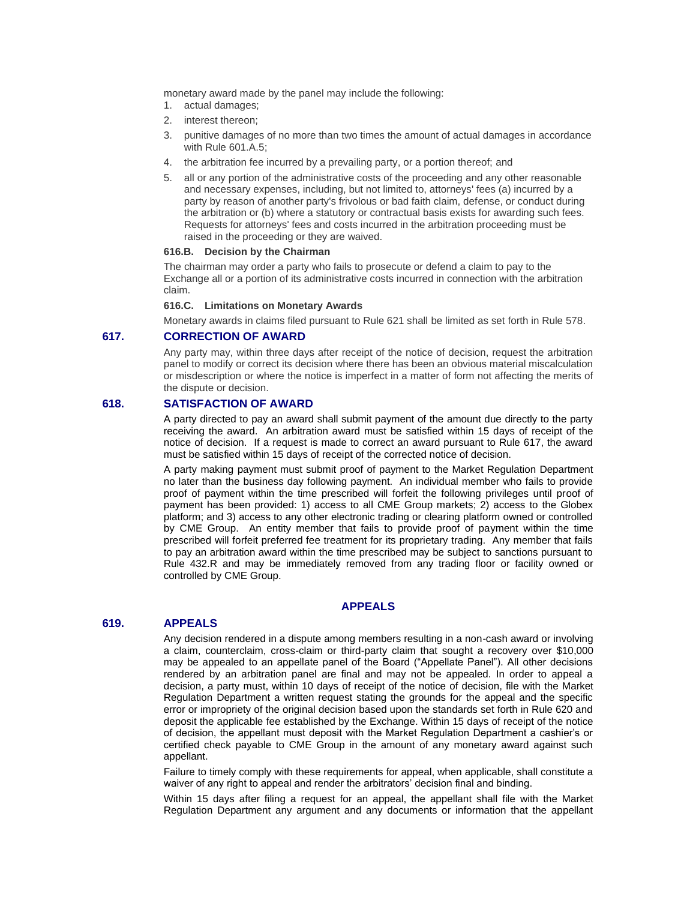monetary award made by the panel may include the following:

1. actual damages;
2. interest thereon;
3. punitive damages of no more than two times the amount of actual damages in accordance with Rule 601.A.5;
4. the arbitration fee incurred by a prevailing party, or a portion thereof; and
5. all or any portion of the administrative costs of the proceeding and any other reasonable and necessary expenses, including, but not limited to, attorneys' fees (a) incurred by a party by reason of another party's frivolous or bad faith claim, defense, or conduct during the arbitration or (b) where a statutory or contractual basis exists for awarding such fees. Requests for attorneys' fees and costs incurred in the arbitration proceeding must be raised in the proceeding or they are waived.

#### 616.B. Decision by the Chairman

The chairman may order a party who fails to prosecute or defend a claim to pay to the Exchange all or a portion of its administrative costs incurred in connection with the arbitration claim.

#### 616.C. Limitations on Monetary Awards

Monetary awards in claims filed pursuant to Rule 621 shall be limited as set forth in Rule 578.

### 617. CORRECTION OF AWARD

Any party may, within three days after receipt of the notice of decision, request the arbitration panel to modify or correct its decision where there has been an obvious material miscalculation or misdescription or where the notice is imperfect in a matter of form not affecting the merits of the dispute or decision.

### 618. SATISFACTION OF AWARD

A party directed to pay an award shall submit payment of the amount due directly to the party receiving the award. An arbitration award must be satisfied within 15 days of receipt of the notice of decision. If a request is made to correct an award pursuant to Rule 617, the award must be satisfied within 15 days of receipt of the corrected notice of decision.

A party making payment must submit proof of payment to the Market Regulation Department no later than the business day following payment. An individual member who fails to provide proof of payment within the time prescribed will forfeit the following privileges until proof of payment has been provided: 1) access to all CME Group markets; 2) access to the Globex platform; and 3) access to any other electronic trading or clearing platform owned or controlled by CME Group. An entity member that fails to provide proof of payment within the time prescribed will forfeit preferred fee treatment for its proprietary trading. Any member that fails to pay an arbitration award within the time prescribed may be subject to sanctions pursuant to Rule 432.R and may be immediately removed from any trading floor or facility owned or controlled by CME Group.

## APPEALS

### 619. APPEALS

Any decision rendered in a dispute among members resulting in a non-cash award or involving a claim, counterclaim, cross-claim or third-party claim that sought a recovery over $10,000 may be appealed to an appellate panel of the Board ("Appellate Panel"). All other decisions rendered by an arbitration panel are final and may not be appealed. In order to appeal a decision, a party must, within 10 days of receipt of the notice of decision, file with the Market Regulation Department a written request stating the grounds for the appeal and the specific error or impropriety of the original decision based upon the standards set forth in Rule 620 and deposit the applicable fee established by the Exchange. Within 15 days of receipt of the notice of decision, the appellant must deposit with the Market Regulation Department a cashier's or certified check payable to CME Group in the amount of any monetary award against such appellant.

Failure to timely comply with these requirements for appeal, when applicable, shall constitute a waiver of any right to appeal and render the arbitrators' decision final and binding.

Within 15 days after filing a request for an appeal, the appellant shall file with the Market Regulation Department any argument and any documents or information that the appellant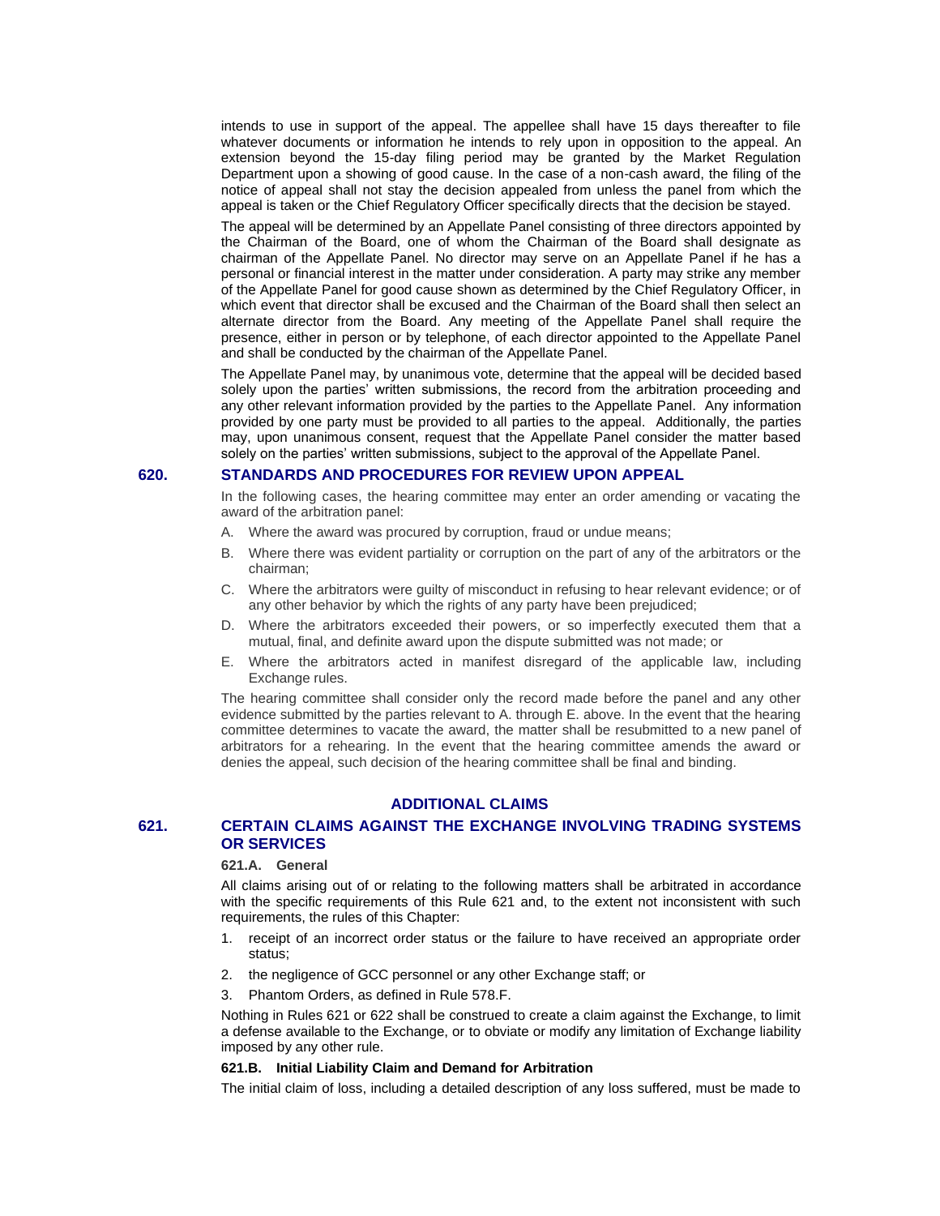intends to use in support of the appeal. The appellee shall have 15 days thereafter to file whatever documents or information he intends to rely upon in opposition to the appeal. An extension beyond the 15-day filing period may be granted by the Market Regulation Department upon a showing of good cause. In the case of a non-cash award, the filing of the notice of appeal shall not stay the decision appealed from unless the panel from which the appeal is taken or the Chief Regulatory Officer specifically directs that the decision be stayed.

The appeal will be determined by an Appellate Panel consisting of three directors appointed by the Chairman of the Board, one of whom the Chairman of the Board shall designate as chairman of the Appellate Panel. No director may serve on an Appellate Panel if he has a personal or financial interest in the matter under consideration. A party may strike any member of the Appellate Panel for good cause shown as determined by the Chief Regulatory Officer, in which event that director shall be excused and the Chairman of the Board shall then select an alternate director from the Board. Any meeting of the Appellate Panel shall require the presence, either in person or by telephone, of each director appointed to the Appellate Panel and shall be conducted by the chairman of the Appellate Panel.

The Appellate Panel may, by unanimous vote, determine that the appeal will be decided based solely upon the parties' written submissions, the record from the arbitration proceeding and any other relevant information provided by the parties to the Appellate Panel. Any information provided by one party must be provided to all parties to the appeal. Additionally, the parties may, upon unanimous consent, request that the Appellate Panel consider the matter based solely on the parties' written submissions, subject to the approval of the Appellate Panel.

## 620. STANDARDS AND PROCEDURES FOR REVIEW UPON APPEAL

In the following cases, the hearing committee may enter an order amending or vacating the award of the arbitration panel:

A. Where the award was procured by corruption, fraud or undue means;

B. Where there was evident partiality or corruption on the part of any of the arbitrators or the chairman;

C. Where the arbitrators were guilty of misconduct in refusing to hear relevant evidence; or of any other behavior by which the rights of any party have been prejudiced;

D. Where the arbitrators exceeded their powers, or so imperfectly executed them that a mutual, final, and definite award upon the dispute submitted was not made; or

E. Where the arbitrators acted in manifest disregard of the applicable law, including Exchange rules.

The hearing committee shall consider only the record made before the panel and any other evidence submitted by the parties relevant to A. through E. above. In the event that the hearing committee determines to vacate the award, the matter shall be resubmitted to a new panel of arbitrators for a rehearing. In the event that the hearing committee amends the award or denies the appeal, such decision of the hearing committee shall be final and binding.

## ADDITIONAL CLAIMS

## 621. CERTAIN CLAIMS AGAINST THE EXCHANGE INVOLVING TRADING SYSTEMS OR SERVICES

### 621.A. General

All claims arising out of or relating to the following matters shall be arbitrated in accordance with the specific requirements of this Rule 621 and, to the extent not inconsistent with such requirements, the rules of this Chapter:

1. receipt of an incorrect order status or the failure to have received an appropriate order status;
2. the negligence of GCC personnel or any other Exchange staff; or
3. Phantom Orders, as defined in Rule 578.F.

Nothing in Rules 621 or 622 shall be construed to create a claim against the Exchange, to limit a defense available to the Exchange, or to obviate or modify any limitation of Exchange liability imposed by any other rule.

### 621.B. Initial Liability Claim and Demand for Arbitration

The initial claim of loss, including a detailed description of any loss suffered, must be made to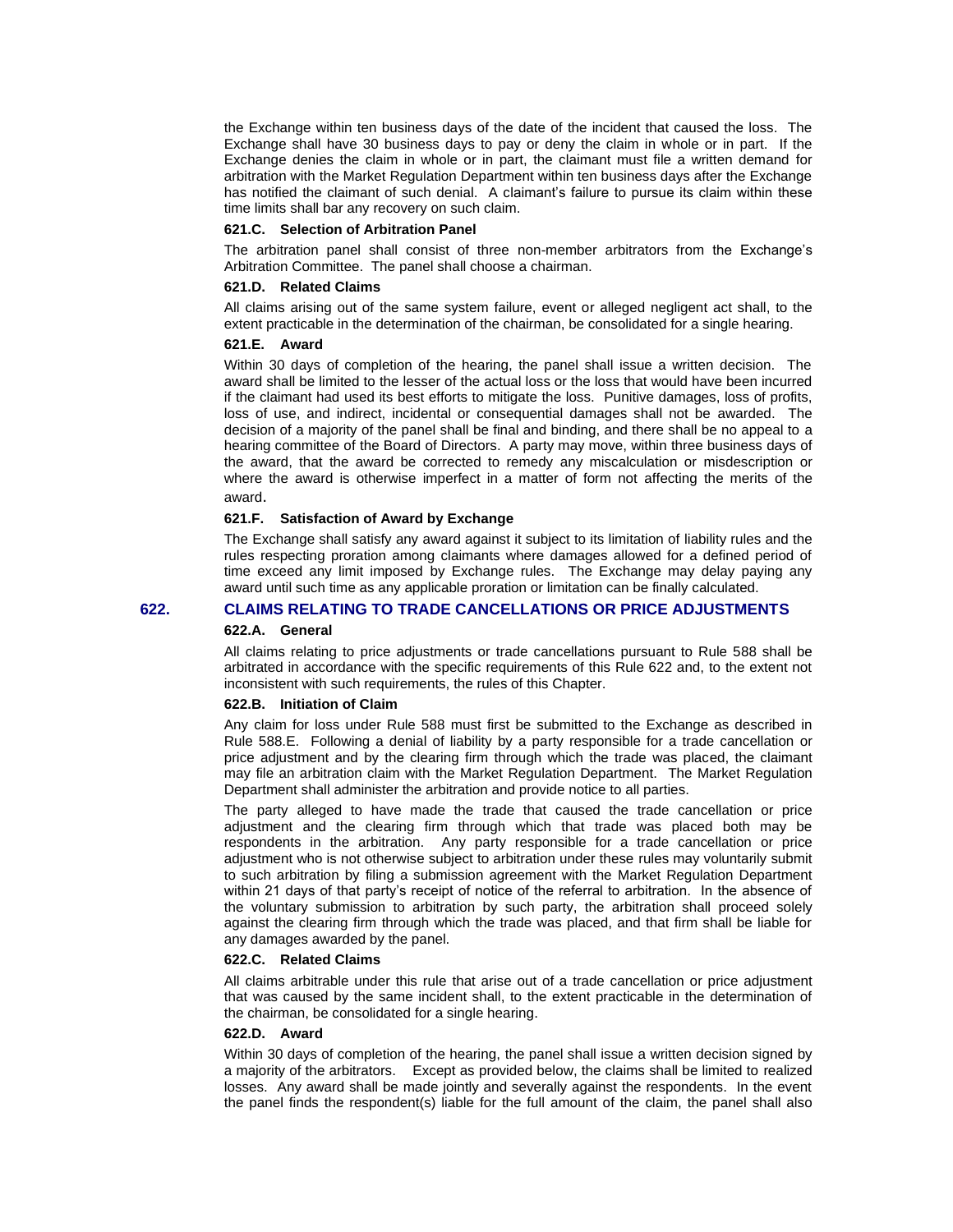the Exchange within ten business days of the date of the incident that caused the loss. The Exchange shall have 30 business days to pay or deny the claim in whole or in part. If the Exchange denies the claim in whole or in part, the claimant must file a written demand for arbitration with the Market Regulation Department within ten business days after the Exchange has notified the claimant of such denial. A claimant's failure to pursue its claim within these time limits shall bar any recovery on such claim.

#### 621.C. Selection of Arbitration Panel

The arbitration panel shall consist of three non-member arbitrators from the Exchange's Arbitration Committee. The panel shall choose a chairman.

#### 621.D. Related Claims

All claims arising out of the same system failure, event or alleged negligent act shall, to the extent practicable in the determination of the chairman, be consolidated for a single hearing.

#### 621.E. Award

Within 30 days of completion of the hearing, the panel shall issue a written decision. The award shall be limited to the lesser of the actual loss or the loss that would have been incurred if the claimant had used its best efforts to mitigate the loss. Punitive damages, loss of profits, loss of use, and indirect, incidental or consequential damages shall not be awarded. The decision of a majority of the panel shall be final and binding, and there shall be no appeal to a hearing committee of the Board of Directors. A party may move, within three business days of the award, that the award be corrected to remedy any miscalculation or misdescription or where the award is otherwise imperfect in a matter of form not affecting the merits of the award.

#### 621.F. Satisfaction of Award by Exchange

The Exchange shall satisfy any award against it subject to its limitation of liability rules and the rules respecting proration among claimants where damages allowed for a defined period of time exceed any limit imposed by Exchange rules. The Exchange may delay paying any award until such time as any applicable proration or limitation can be finally calculated.

## 622. CLAIMS RELATING TO TRADE CANCELLATIONS OR PRICE ADJUSTMENTS

#### 622.A. General

All claims relating to price adjustments or trade cancellations pursuant to Rule 588 shall be arbitrated in accordance with the specific requirements of this Rule 622 and, to the extent not inconsistent with such requirements, the rules of this Chapter.

#### 622.B. Initiation of Claim

Any claim for loss under Rule 588 must first be submitted to the Exchange as described in Rule 588.E. Following a denial of liability by a party responsible for a trade cancellation or price adjustment and by the clearing firm through which the trade was placed, the claimant may file an arbitration claim with the Market Regulation Department. The Market Regulation Department shall administer the arbitration and provide notice to all parties.

The party alleged to have made the trade that caused the trade cancellation or price adjustment and the clearing firm through which that trade was placed both may be respondents in the arbitration. Any party responsible for a trade cancellation or price adjustment who is not otherwise subject to arbitration under these rules may voluntarily submit to such arbitration by filing a submission agreement with the Market Regulation Department within 21 days of that party's receipt of notice of the referral to arbitration. In the absence of the voluntary submission to arbitration by such party, the arbitration shall proceed solely against the clearing firm through which the trade was placed, and that firm shall be liable for any damages awarded by the panel.

#### 622.C. Related Claims

All claims arbitrable under this rule that arise out of a trade cancellation or price adjustment that was caused by the same incident shall, to the extent practicable in the determination of the chairman, be consolidated for a single hearing.

#### 622.D. Award

Within 30 days of completion of the hearing, the panel shall issue a written decision signed by a majority of the arbitrators. Except as provided below, the claims shall be limited to realized losses. Any award shall be made jointly and severally against the respondents. In the event the panel finds the respondent(s) liable for the full amount of the claim, the panel shall also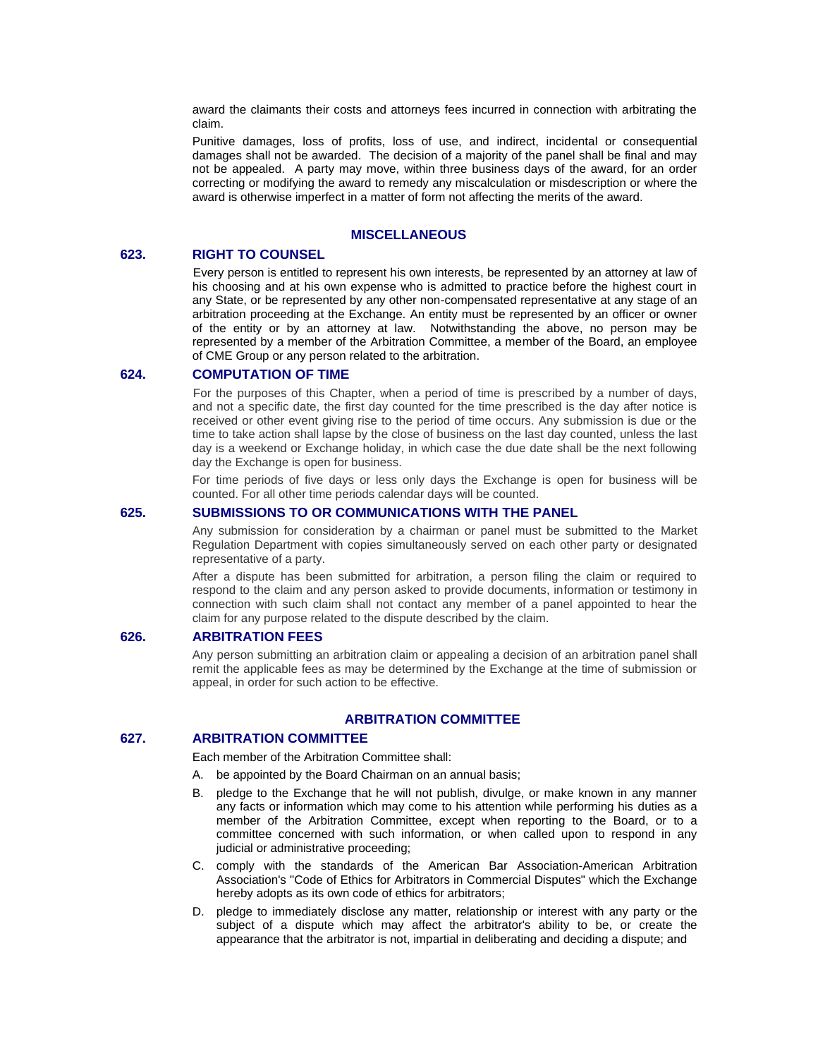award the claimants their costs and attorneys fees incurred in connection with arbitrating the claim.

Punitive damages, loss of profits, loss of use, and indirect, incidental or consequential damages shall not be awarded. The decision of a majority of the panel shall be final and may not be appealed. A party may move, within three business days of the award, for an order correcting or modifying the award to remedy any miscalculation or misdescription or where the award is otherwise imperfect in a matter of form not affecting the merits of the award.

## MISCELLANEOUS

### 623. RIGHT TO COUNSEL

Every person is entitled to represent his own interests, be represented by an attorney at law of his choosing and at his own expense who is admitted to practice before the highest court in any State, or be represented by any other non-compensated representative at any stage of an arbitration proceeding at the Exchange. An entity must be represented by an officer or owner of the entity or by an attorney at law. Notwithstanding the above, no person may be represented by a member of the Arbitration Committee, a member of the Board, an employee of CME Group or any person related to the arbitration.

### 624. COMPUTATION OF TIME

For the purposes of this Chapter, when a period of time is prescribed by a number of days, and not a specific date, the first day counted for the time prescribed is the day after notice is received or other event giving rise to the period of time occurs. Any submission is due or the time to take action shall lapse by the close of business on the last day counted, unless the last day is a weekend or Exchange holiday, in which case the due date shall be the next following day the Exchange is open for business.

For time periods of five days or less only days the Exchange is open for business will be counted. For all other time periods calendar days will be counted.

### 625. SUBMISSIONS TO OR COMMUNICATIONS WITH THE PANEL

Any submission for consideration by a chairman or panel must be submitted to the Market Regulation Department with copies simultaneously served on each other party or designated representative of a party.

After a dispute has been submitted for arbitration, a person filing the claim or required to respond to the claim and any person asked to provide documents, information or testimony in connection with such claim shall not contact any member of a panel appointed to hear the claim for any purpose related to the dispute described by the claim.

### 626. ARBITRATION FEES

Any person submitting an arbitration claim or appealing a decision of an arbitration panel shall remit the applicable fees as may be determined by the Exchange at the time of submission or appeal, in order for such action to be effective.

## ARBITRATION COMMITTEE

### 627. ARBITRATION COMMITTEE

Each member of the Arbitration Committee shall:

A. be appointed by the Board Chairman on an annual basis;

B. pledge to the Exchange that he will not publish, divulge, or make known in any manner any facts or information which may come to his attention while performing his duties as a member of the Arbitration Committee, except when reporting to the Board, or to a committee concerned with such information, or when called upon to respond in any judicial or administrative proceeding;

C. comply with the standards of the American Bar Association-American Arbitration Association's "Code of Ethics for Arbitrators in Commercial Disputes" which the Exchange hereby adopts as its own code of ethics for arbitrators;

D. pledge to immediately disclose any matter, relationship or interest with any party or the subject of a dispute which may affect the arbitrator's ability to be, or create the appearance that the arbitrator is not, impartial in deliberating and deciding a dispute; and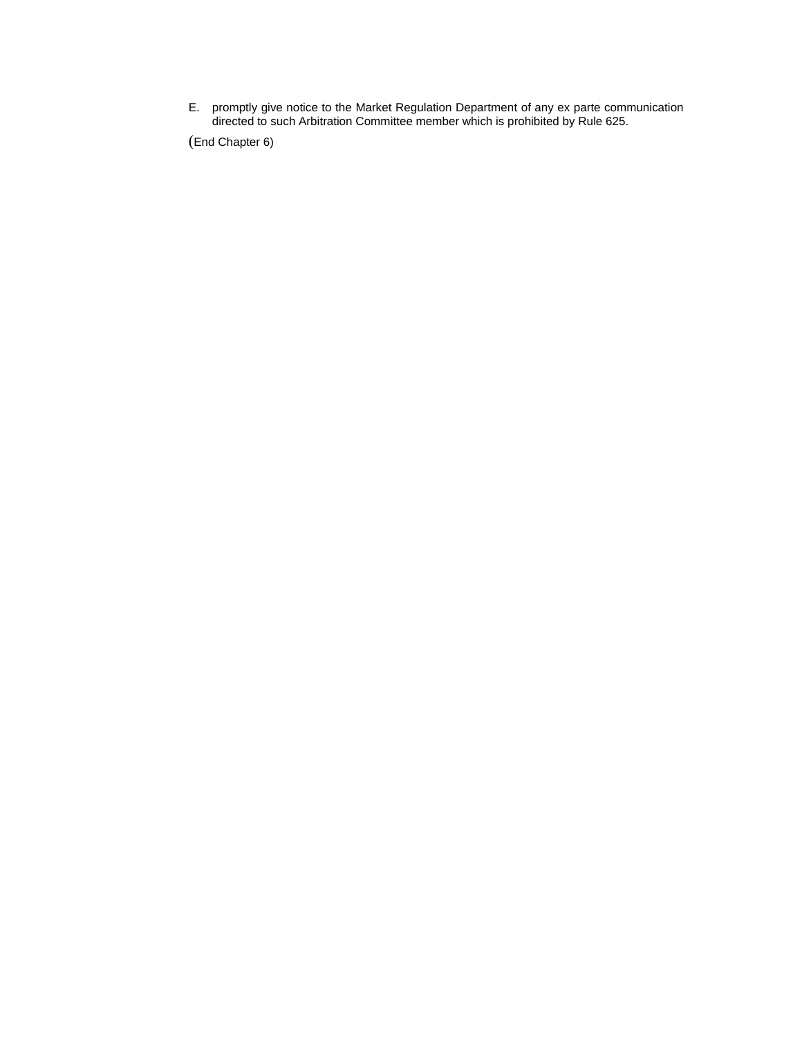E. promptly give notice to the Market Regulation Department of any ex parte communication directed to such Arbitration Committee member which is prohibited by Rule 625.

(End Chapter 6)